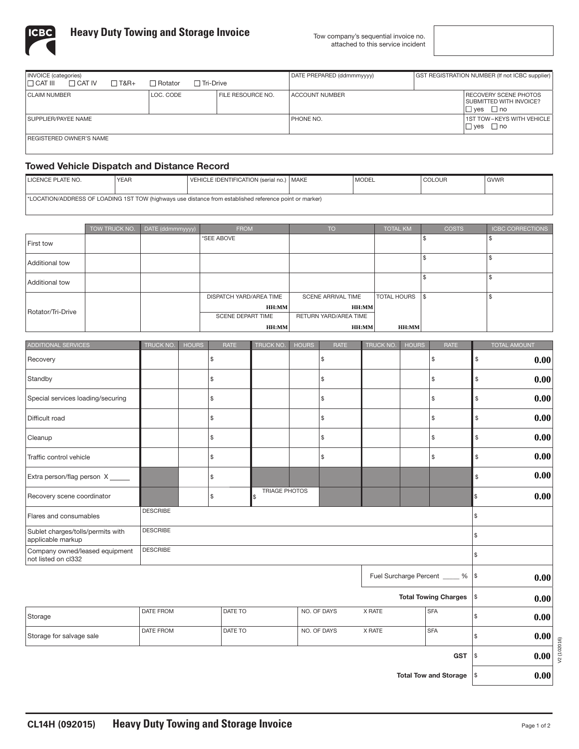# Heavy Duty Towing and Storage Invoice

Tow company's sequential invoice no. attached to this service incident

| | | | | |
|---|---|---|---|---|
| INVOICE (categories) ☐ CAT III ☐ CAT IV ☐ T&R+ ☐ Rotator ☐ Tri-Drive | | | DATE PREPARED (ddmmmyyyy) | GST REGISTRATION NUMBER (If not ICBC supplier) |
| CLAIM NUMBER | LOC. CODE | FILE RESOURCE NO. | ACCOUNT NUMBER | RECOVERY SCENE PHOTOS SUBMITTED WITH INVOICE? ☐ yes ☐ no |
| SUPPLIER/PAYEE NAME | | | PHONE NO. | 1ST TOW – KEYS WITH VEHICLE ☐ yes ☐ no |
| REGISTERED OWNER'S NAME | | | | |

## Towed Vehicle Dispatch and Distance Record

| LICENCE PLATE NO. | YEAR | VEHICLE IDENTIFICATION (serial no.) | MAKE | MODEL | COLOUR | GVWR |
|---|---|---|---|---|---|---|
| | | | | | | |
| *LOCATION/ADDRESS OF LOADING 1ST TOW (highways use distance from established reference point or marker) | | | | | | |

| | TOW TRUCK NO. | DATE (ddmmmyyyy) | FROM | TO | TOTAL KM | COSTS | ICBC CORRECTIONS |
|---|---|---|---|---|---|---|---|
| First tow | | | *SEE ABOVE | | | $ | $ |
| Additional tow | | | | | | $ | $ |
| Additional tow | | | | | | $ | $ |
| Rotator/Tri-Drive | | | DISPATCH YARD/AREA TIME HH:MM | SCENE ARRIVAL TIME HH:MM | TOTAL HOURS | $ | $ |
| | | | SCENE DEPART TIME HH:MM | RETURN YARD/AREA TIME HH:MM | HH:MM | | |

| ADDITIONAL SERVICES | TRUCK NO. | HOURS | RATE | TRUCK NO. | HOURS | RATE | TRUCK NO. | HOURS | RATE | TOTAL AMOUNT |
|---|---|---|---|---|---|---|---|---|---|---|
| Recovery | | | $ | | | $ | | | $ | $ **0.00** |
| Standby | | | $ | | | $ | | | $ | $ **0.00** |
| Special services loading/securing | | | $ | | | $ | | | $ | $ **0.00** |
| Difficult road | | | $ | | | $ | | | $ | $ **0.00** |
| Cleanup | | | $ | | | $ | | | $ | $ **0.00** |
| Traffic control vehicle | | | $ | | | $ | | | $ | $ **0.00** |
| Extra person/flag person X _____ | | | $ | | | | | | | $ **0.00** |
| Recovery scene coordinator | | | $ | $ TRIAGE PHOTOS | | | | | | $ **0.00** |
| Flares and consumables | DESCRIBE | | | | | | | | | $ |
| Sublet charges/tolls/permits with applicable markup | DESCRIBE | | | | | | | | | $ |
| Company owned/leased equipment not listed on cl332 | DESCRIBE | | | | | | | | | $ |
| | | | | | | | | Fuel Surcharge Percent _____ % | | $ **0.00** |
| | | | | | | | | **Total Towing Charges** | | $ **0.00** |

| | | | | | | |
|---|---|---|---|---|---|---|
| Storage | DATE FROM | DATE TO | NO. OF DAYS | X RATE | SFA | $ **0.00** |
| Storage for salvage sale | DATE FROM | DATE TO | NO. OF DAYS | X RATE | SFA | $ **0.00** |
| | | | | | **GST** | $ **0.00** |
| | | | | | **Total Tow and Storage** | $ **0.00** |

V2 (102016)

CL14H (092015) **Heavy Duty Towing and Storage Invoice**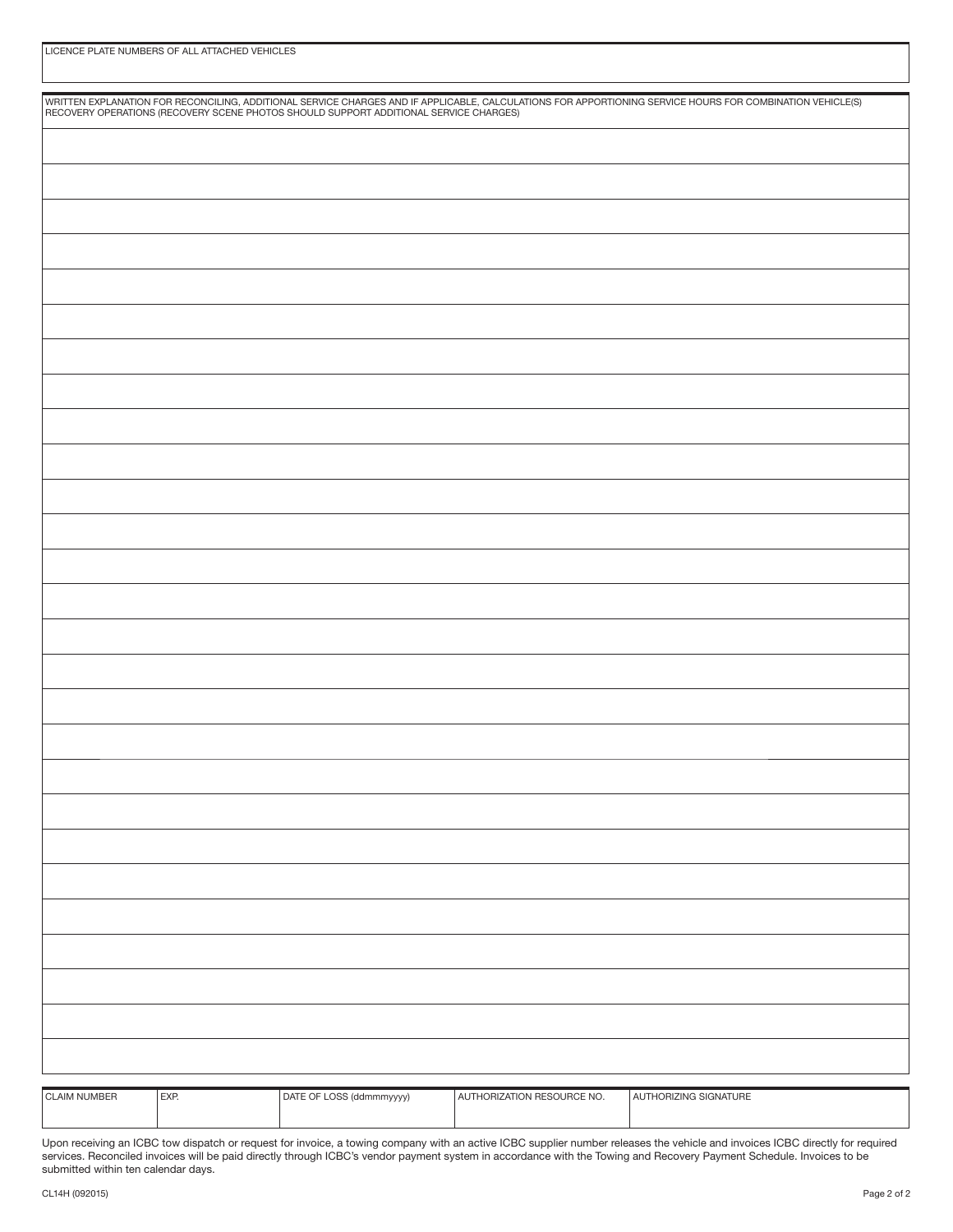LICENCE PLATE NUMBERS OF ALL ATTACHED VEHICLES

WRITTEN EXPLANATION FOR RECONCILING, ADDITIONAL SERVICE CHARGES AND IF APPLICABLE, CALCULATIONS FOR APPORTIONING SERVICE HOURS FOR COMBINATION VEHICLE(S) RECOVERY OPERATIONS (RECOVERY SCENE PHOTOS SHOULD SUPPORT ADDITIONAL SERVICE CHARGES)

| CLAIM NUMBER | EXP. | DATE OF LOSS (ddmmmyyyy) | AUTHORIZATION RESOURCE NO. | AUTHORIZING SIGNATURE |
| --- | --- | --- | --- | --- |
| | | | | |

Upon receiving an ICBC tow dispatch or request for invoice, a towing company with an active ICBC supplier number releases the vehicle and invoices ICBC directly for required services. Reconciled invoices will be paid directly through ICBC's vendor payment system in accordance with the Towing and Recovery Payment Schedule. Invoices to be submitted within ten calendar days.

CL14H (092015)